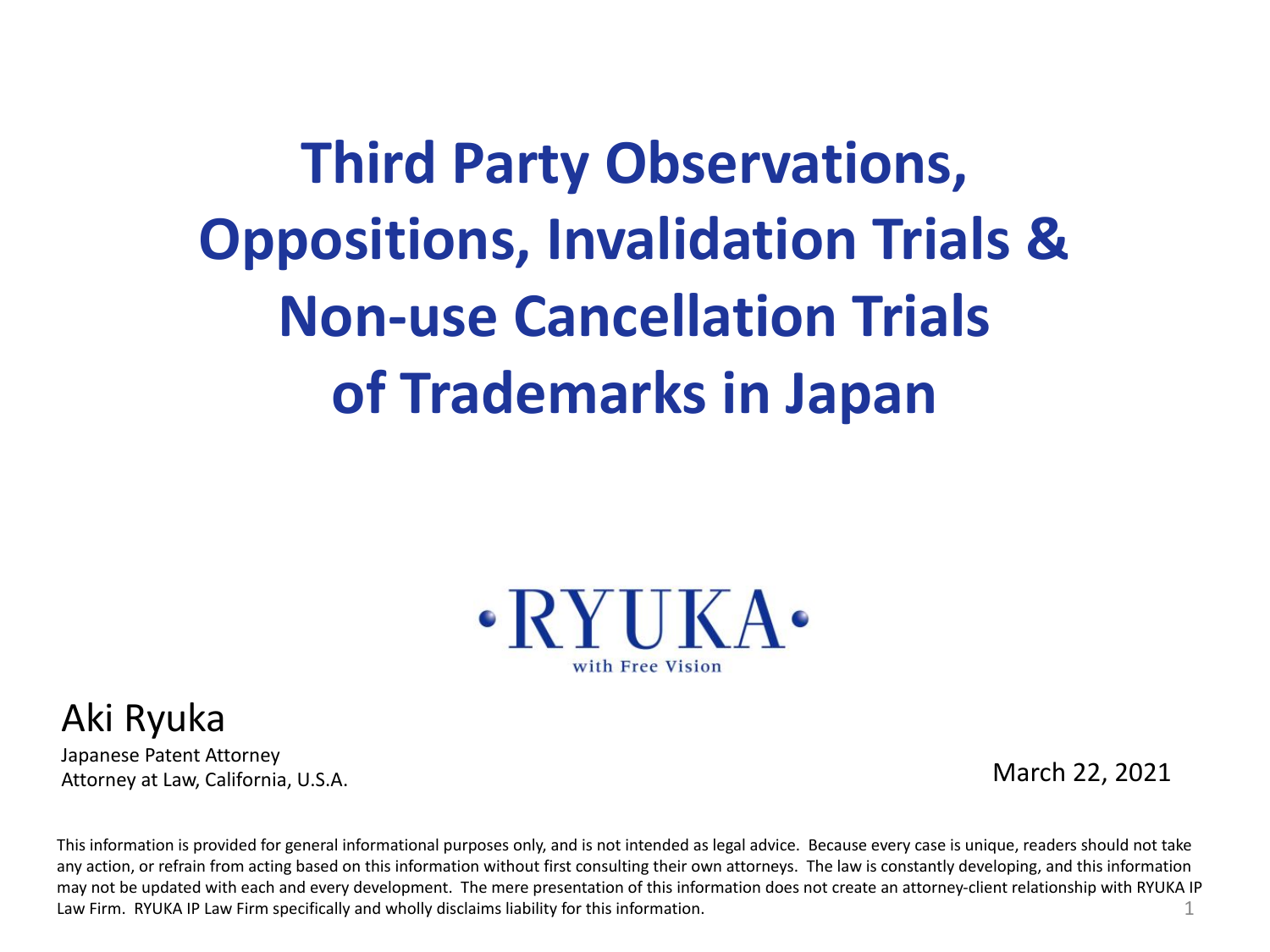# Third Party Observations, Oppositions, Invalidation Trials & Non-use Cancellation Trials of Trademarks in Japan

•RYUKA•
with Free Vision

Aki Ryuka

Japanese Patent Attorney
Attorney at Law, California, U.S.A.

March 22, 2021

This information is provided for general informational purposes only, and is not intended as legal advice. Because every case is unique, readers should not take any action, or refrain from acting based on this information without first consulting their own attorneys. The law is constantly developing, and this information may not be updated with each and every development. The mere presentation of this information does not create an attorney-client relationship with RYUKA IP Law Firm. RYUKA IP Law Firm specifically and wholly disclaims liability for this information.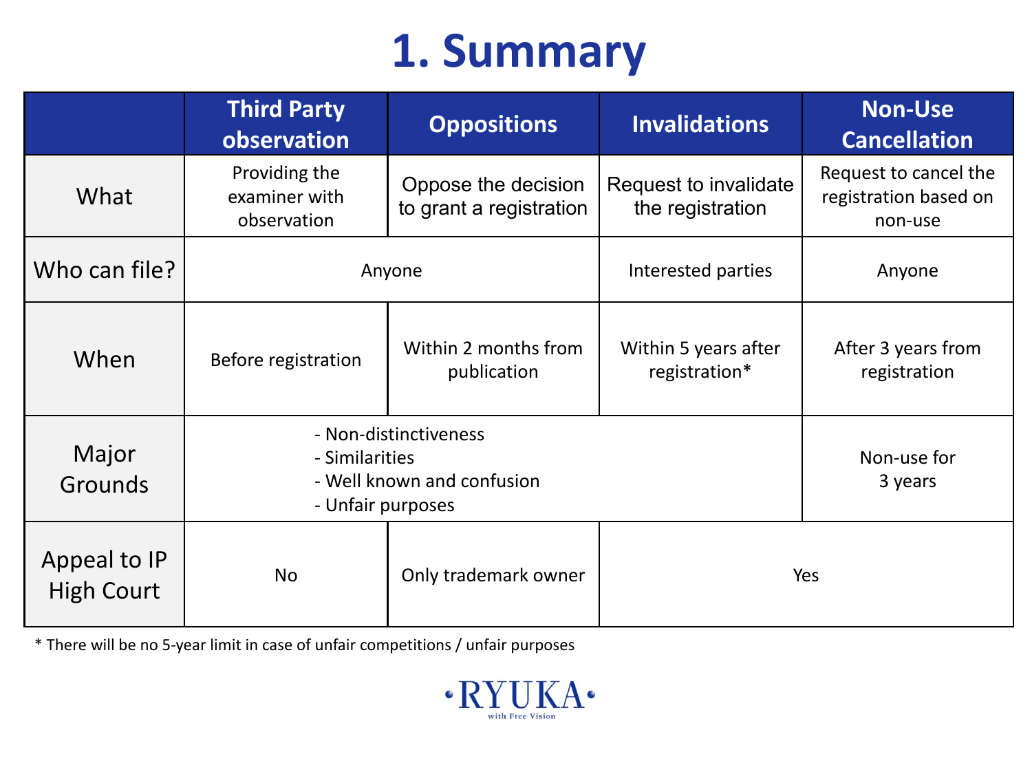# 1. Summary

| | Third Party observation | Oppositions | Invalidations | Non-Use Cancellation |
|---|---|---|---|---|
| What | Providing the examiner with observation | Oppose the decision to grant a registration | Request to invalidate the registration | Request to cancel the registration based on non-use |
| Who can file? | Anyone | | Interested parties | Anyone |
| When | Before registration | Within 2 months from publication | Within 5 years after registration* | After 3 years from registration |
| Major Grounds | - Non-distinctiveness<br>- Similarities<br>- Well known and confusion<br>- Unfair purposes | | | Non-use for 3 years |
| Appeal to IP High Court | No | Only trademark owner | Yes | |

* There will be no 5-year limit in case of unfair competitions / unfair purposes

RYUKA with Free Vision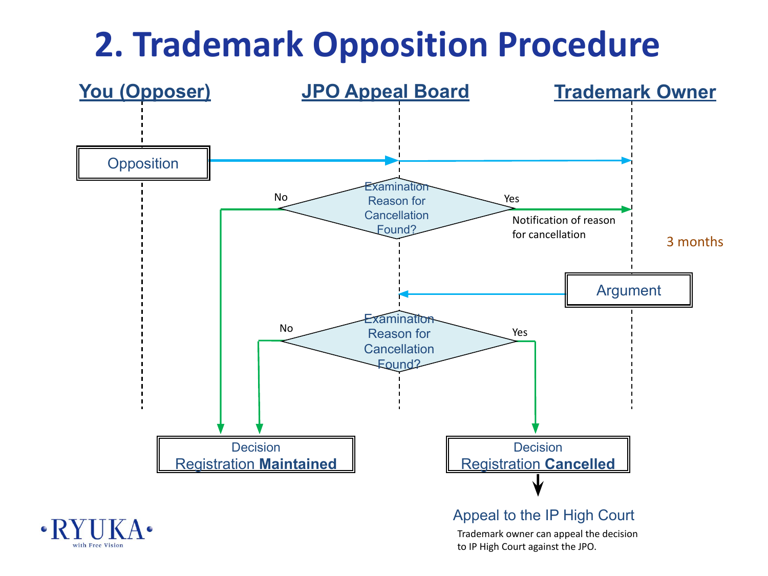# 2. Trademark Opposition Procedure

**You (Opposer)** | **JPO Appeal Board** | **Trademark Owner**

Opposition

Examination Reason for Cancellation Found?

No

Yes

Notification of reason for cancellation

3 months

Argument

Examination Reason for Cancellation Found?

No

Yes

Decision
Registration **Maintained**

Decision
Registration **Cancelled**

Appeal to the IP High Court

Trademark owner can appeal the decision to IP High Court against the JPO.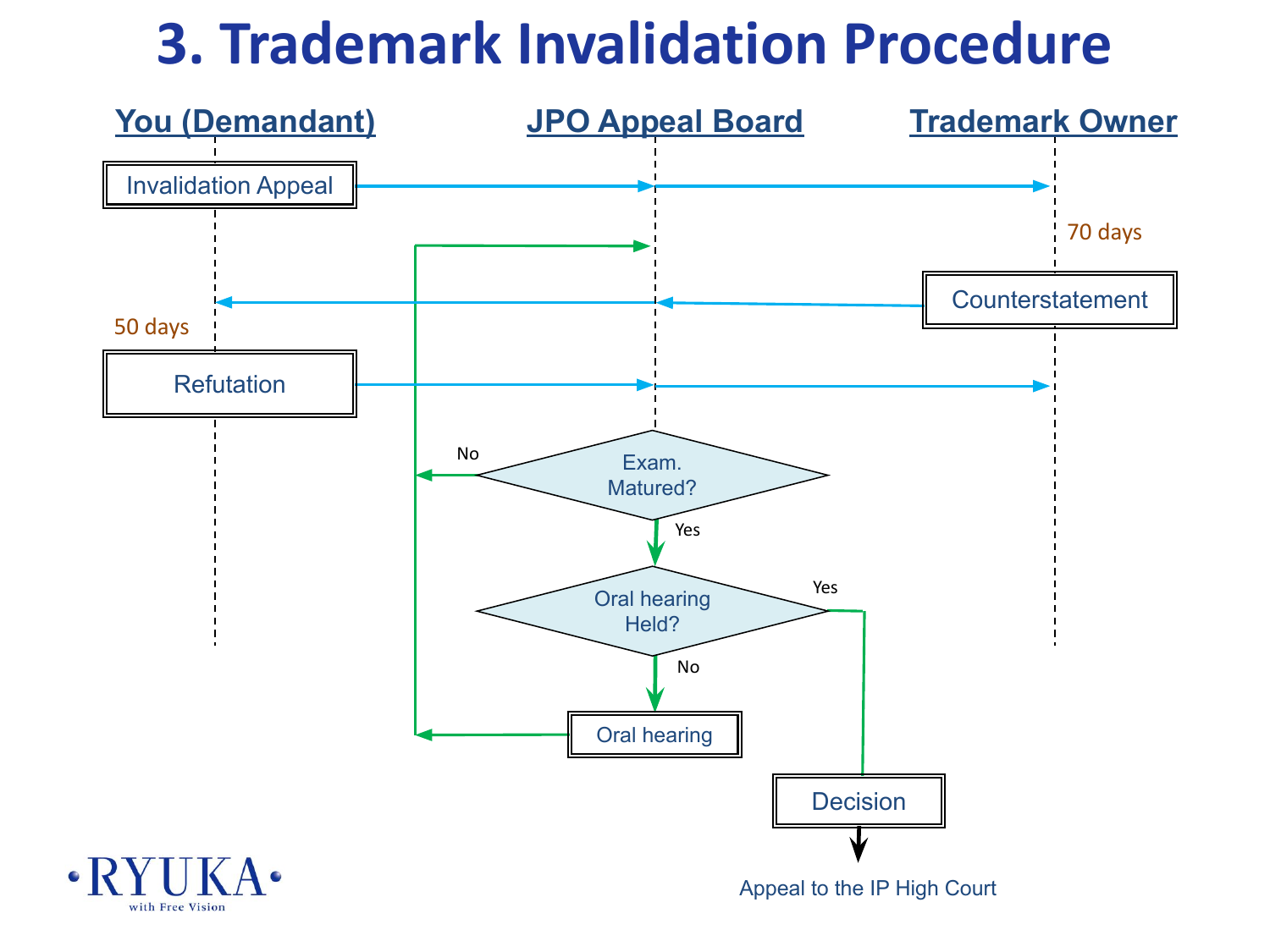# 3. Trademark Invalidation Procedure

**You (Demandant)** | **JPO Appeal Board** | **Trademark Owner**

- Invalidation Appeal (You → JPO Appeal Board → Trademark Owner)
- 70 days
- Counterstatement (Trademark Owner → JPO Appeal Board → You)
- 50 days
- Refutation (You → JPO Appeal Board → Trademark Owner)
- Exam. Matured?
  - No → return to JPO Appeal Board
  - Yes → Oral hearing Held?
    - No → Oral hearing → return to JPO Appeal Board
    - Yes → Decision
- Decision → Appeal to the IP High Court

RYUKA with Free Vision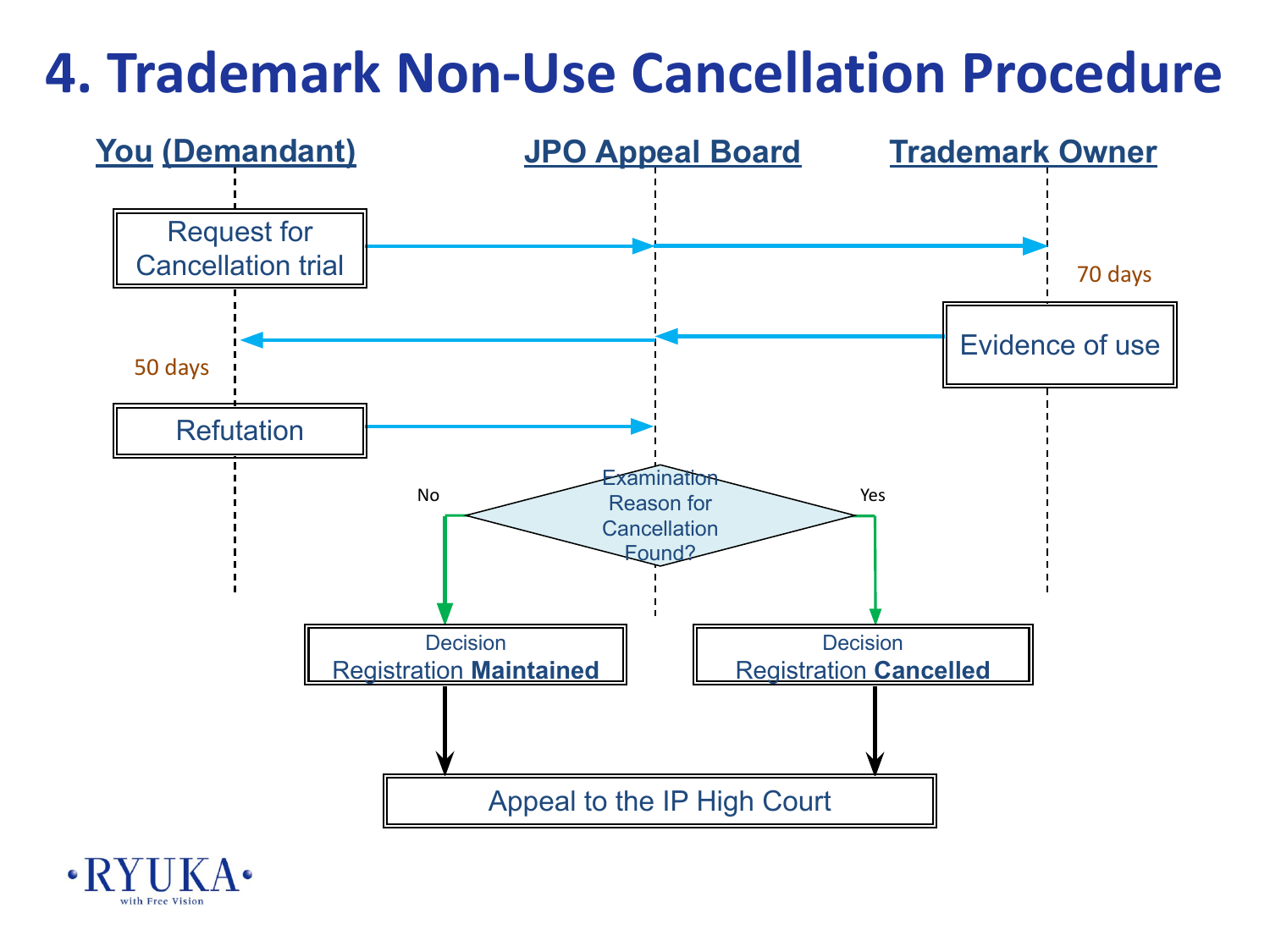# 4. Trademark Non-Use Cancellation Procedure

**You (Demandant)** | **JPO Appeal Board** | **Trademark Owner**

- Request for Cancellation trial → JPO Appeal Board → Trademark Owner
- 70 days
- Evidence of use → JPO Appeal Board → You (Demandant)
- 50 days
- Refutation → JPO Appeal Board

Examination Reason for Cancellation Found?

- No → Decision Registration **Maintained**
- Yes → Decision Registration **Cancelled**

Appeal to the IP High Court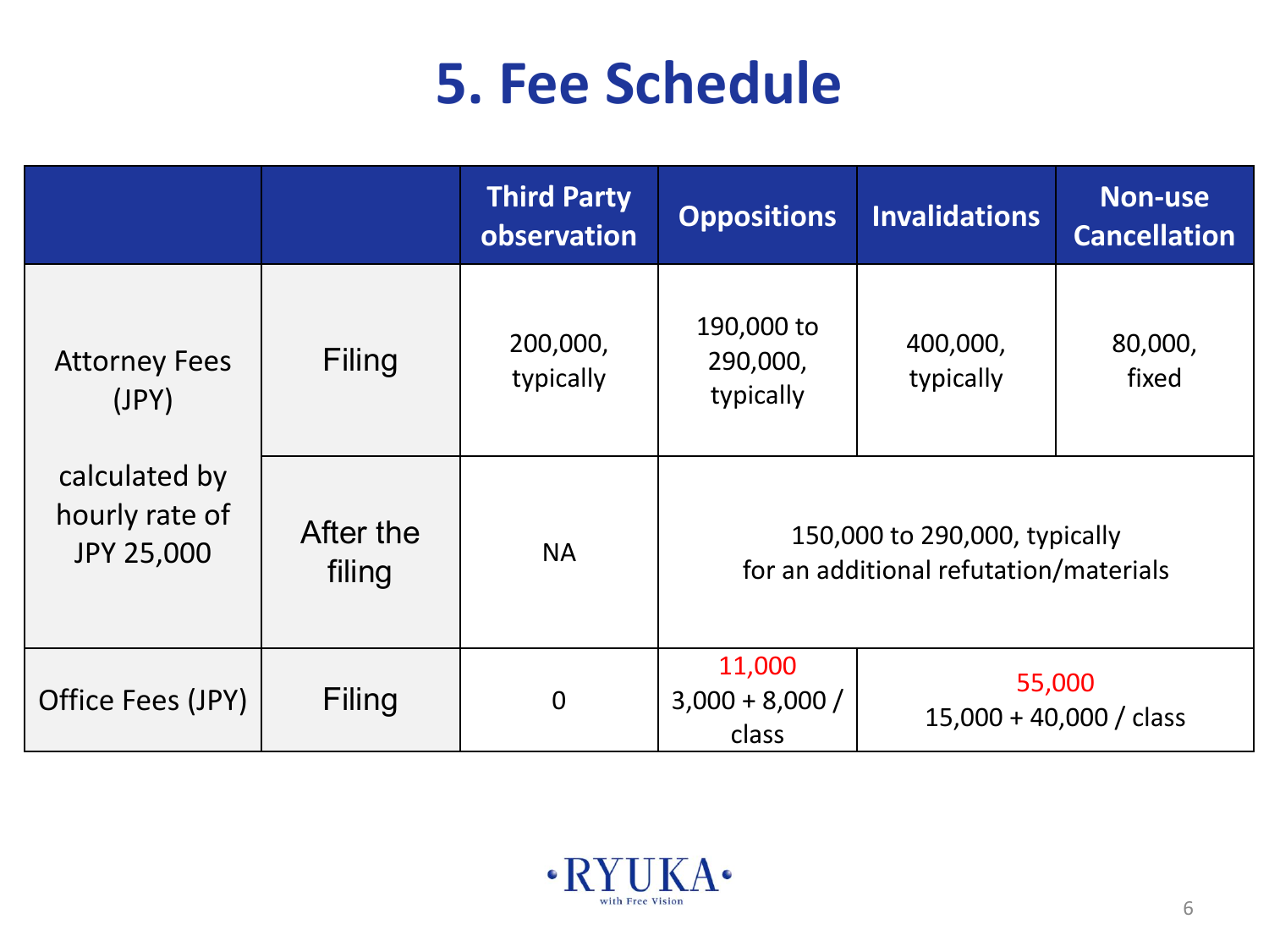# 5. Fee Schedule

| | | Third Party observation | Oppositions | Invalidations | Non-use Cancellation |
|---|---|---|---|---|---|
| Attorney Fees (JPY)<br><br>calculated by hourly rate of JPY 25,000 | Filing | 200,000, typically | 190,000 to 290,000, typically | 400,000, typically | 80,000, fixed |
| | After the filing | NA | 150,000 to 290,000, typically for an additional refutation/materials | | |
| Office Fees (JPY) | Filing | 0 | 11,000<br>3,000 + 8,000 / class | 55,000<br>15,000 + 40,000 / class | |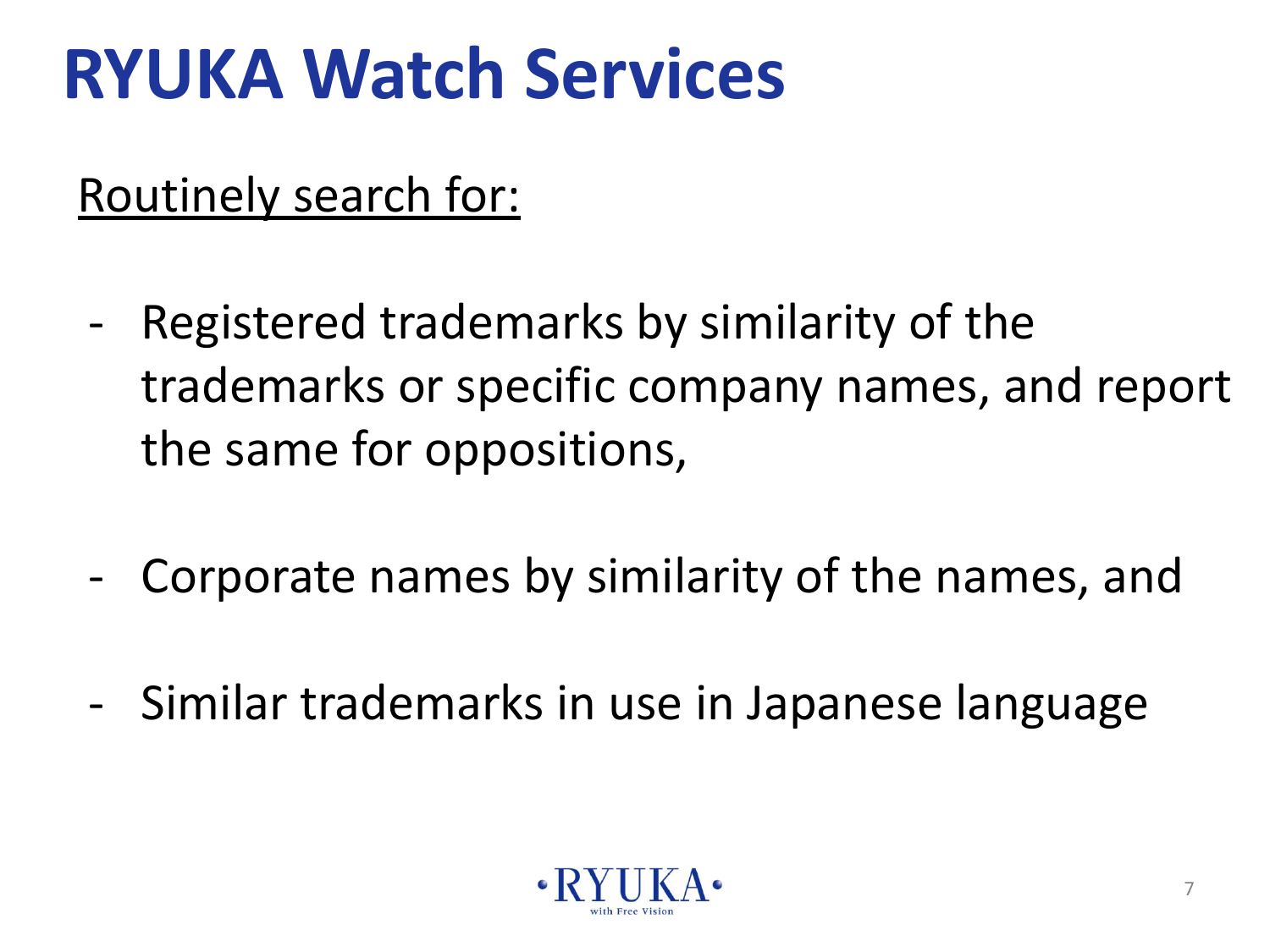# RYUKA Watch Services

Routinely search for:

- Registered trademarks by similarity of the trademarks or specific company names, and report the same for oppositions,
- Corporate names by similarity of the names, and
- Similar trademarks in use in Japanese language

•RYUKA•
with Free Vision